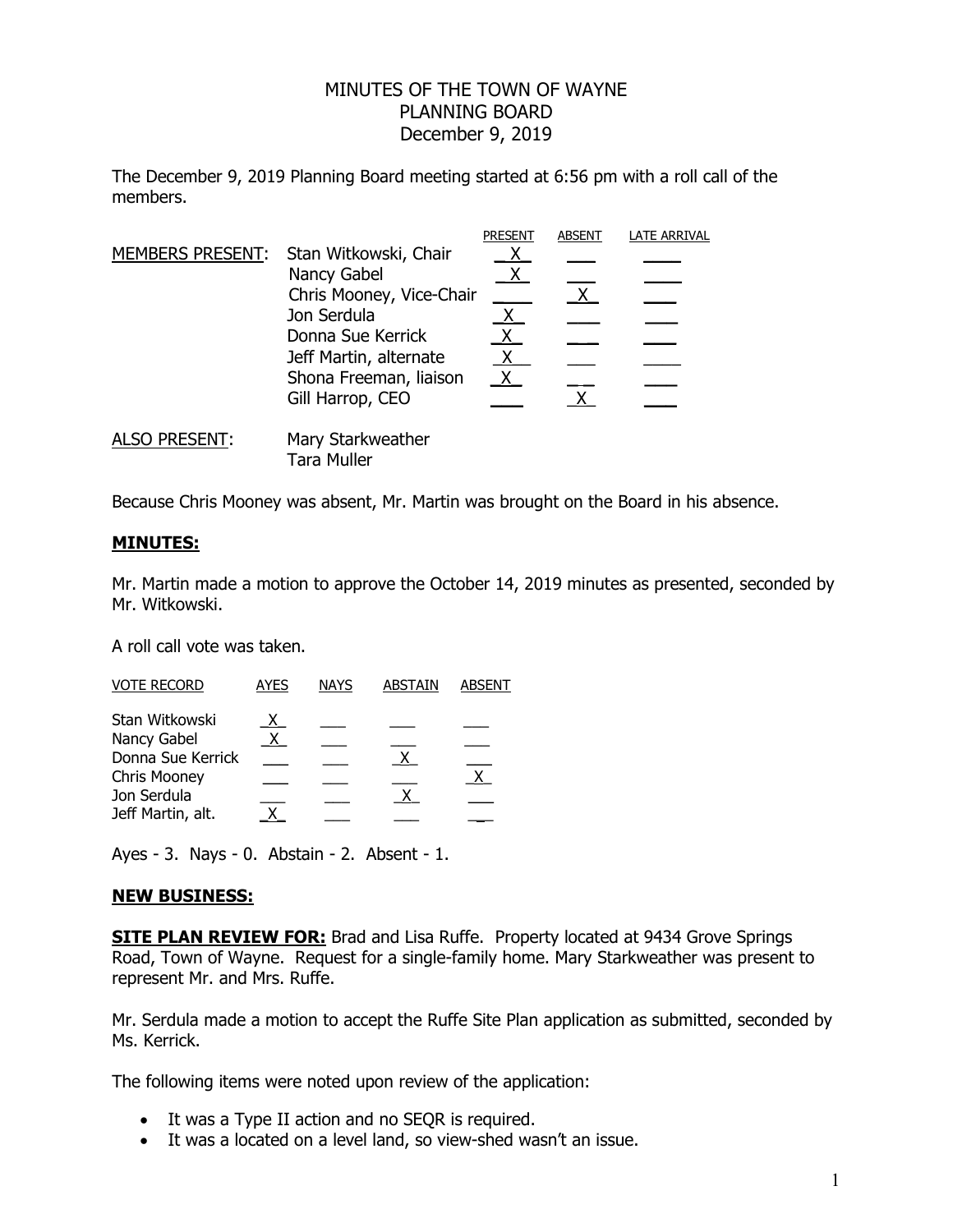# MINUTES OF THE TOWN OF WAYNE
# PLANNING BOARD
# December 9, 2019

The December 9, 2019 Planning Board meeting started at 6:56 pm with a roll call of the members.

| MEMBERS PRESENT: | | PRESENT | ABSENT | LATE ARRIVAL |
|---|---|---|---|---|
| | Stan Witkowski, Chair | X | | |
| | Nancy Gabel | X | | |
| | Chris Mooney, Vice-Chair | | X | |
| | Jon Serdula | X | | |
| | Donna Sue Kerrick | X | | |
| | Jeff Martin, alternate | X | | |
| | Shona Freeman, liaison | X | | |
| | Gill Harrop, CEO | | X | |

ALSO PRESENT: Mary Starkweather
Tara Muller

Because Chris Mooney was absent, Mr. Martin was brought on the Board in his absence.

## MINUTES:

Mr. Martin made a motion to approve the October 14, 2019 minutes as presented, seconded by Mr. Witkowski.

A roll call vote was taken.

| VOTE RECORD | AYES | NAYS | ABSTAIN | ABSENT |
|---|---|---|---|---|
| Stan Witkowski | X | | | |
| Nancy Gabel | X | | | |
| Donna Sue Kerrick | | | X | |
| Chris Mooney | | | | X |
| Jon Serdula | | | X | |
| Jeff Martin, alt. | X | | | |

Ayes - 3. Nays - 0. Abstain - 2. Absent - 1.

## NEW BUSINESS:

**SITE PLAN REVIEW FOR:** Brad and Lisa Ruffe. Property located at 9434 Grove Springs Road, Town of Wayne. Request for a single-family home. Mary Starkweather was present to represent Mr. and Mrs. Ruffe.

Mr. Serdula made a motion to accept the Ruffe Site Plan application as submitted, seconded by Ms. Kerrick.

The following items were noted upon review of the application:

- It was a Type II action and no SEQR is required.
- It was a located on a level land, so view-shed wasn't an issue.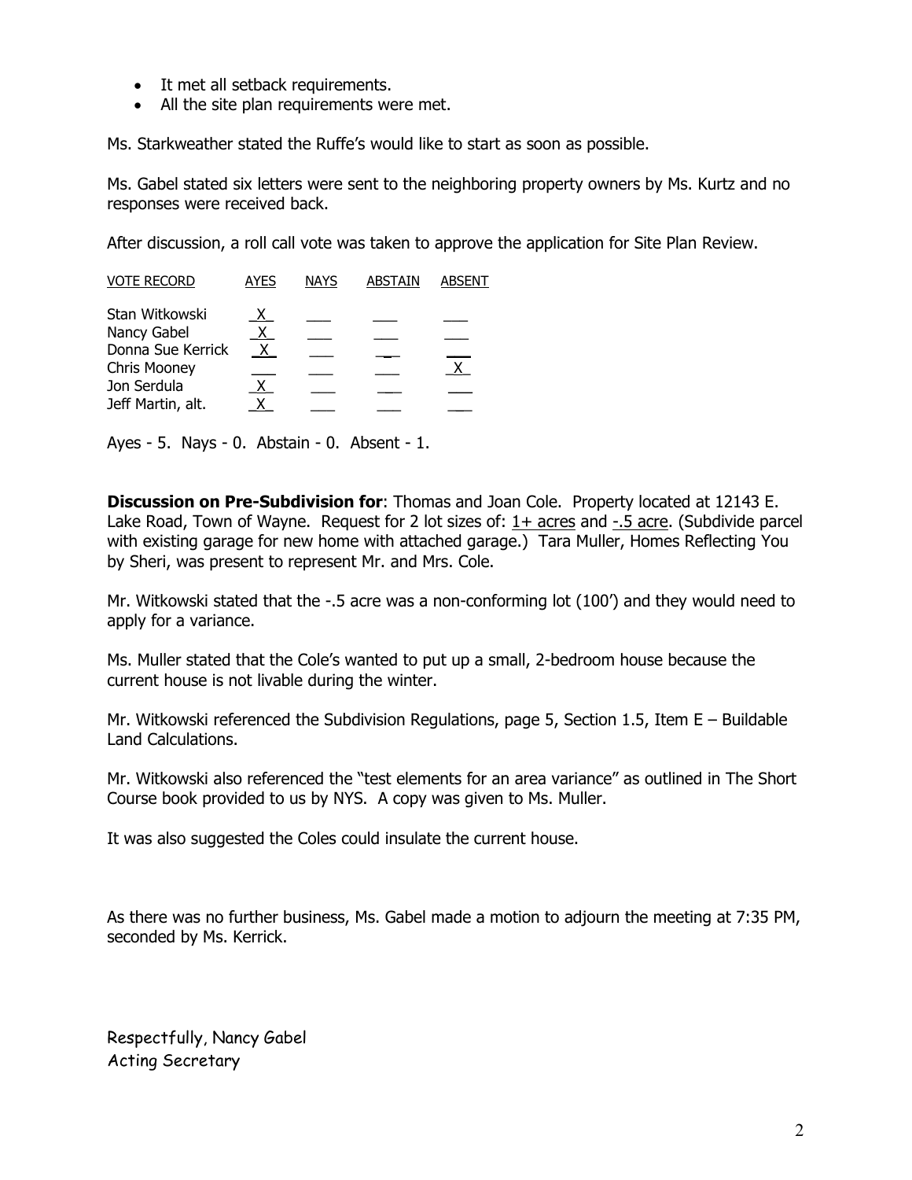- It met all setback requirements.
- All the site plan requirements were met.

Ms. Starkweather stated the Ruffe's would like to start as soon as possible.

Ms. Gabel stated six letters were sent to the neighboring property owners by Ms. Kurtz and no responses were received back.

After discussion, a roll call vote was taken to approve the application for Site Plan Review.

| VOTE RECORD | AYES | NAYS | ABSTAIN | ABSENT |
|---|---|---|---|---|
| Stan Witkowski | X | | | |
| Nancy Gabel | X | | | |
| Donna Sue Kerrick | X | | | |
| Chris Mooney | | | | X |
| Jon Serdula | X | | | |
| Jeff Martin, alt. | X | | | |

Ayes - 5. Nays - 0. Abstain - 0. Absent - 1.

**Discussion on Pre-Subdivision for**: Thomas and Joan Cole. Property located at 12143 E. Lake Road, Town of Wayne. Request for 2 lot sizes of: 1+ acres and -.5 acre. (Subdivide parcel with existing garage for new home with attached garage.) Tara Muller, Homes Reflecting You by Sheri, was present to represent Mr. and Mrs. Cole.

Mr. Witkowski stated that the -.5 acre was a non-conforming lot (100') and they would need to apply for a variance.

Ms. Muller stated that the Cole's wanted to put up a small, 2-bedroom house because the current house is not livable during the winter.

Mr. Witkowski referenced the Subdivision Regulations, page 5, Section 1.5, Item E – Buildable Land Calculations.

Mr. Witkowski also referenced the "test elements for an area variance" as outlined in The Short Course book provided to us by NYS. A copy was given to Ms. Muller.

It was also suggested the Coles could insulate the current house.

As there was no further business, Ms. Gabel made a motion to adjourn the meeting at 7:35 PM, seconded by Ms. Kerrick.

Respectfully, Nancy Gabel
Acting Secretary